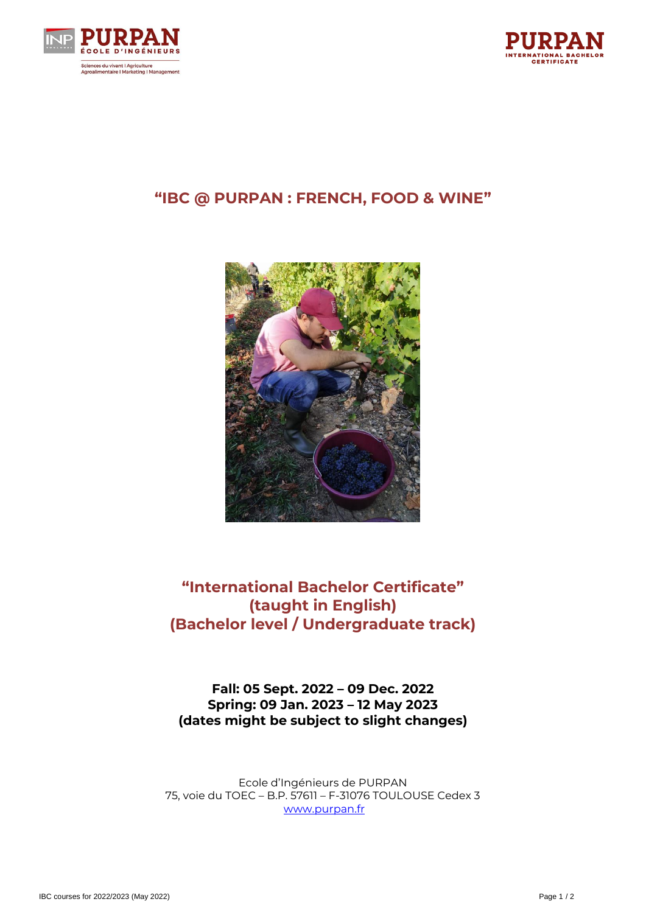# "IBC @ PURPAN : FRENCH, FOOD & WINE"

## "International Bachelor Certificate"
## (taught in English)
## (Bachelor level / Undergraduate track)

**Fall: 05 Sept. 2022 – 09 Dec. 2022**
**Spring: 09 Jan. 2023 – 12 May 2023**
**(dates might be subject to slight changes)**

Ecole d'Ingénieurs de PURPAN
75, voie du TOEC – B.P. 57611 – F-31076 TOULOUSE Cedex 3
[www.purpan.fr](http://www.purpan.fr)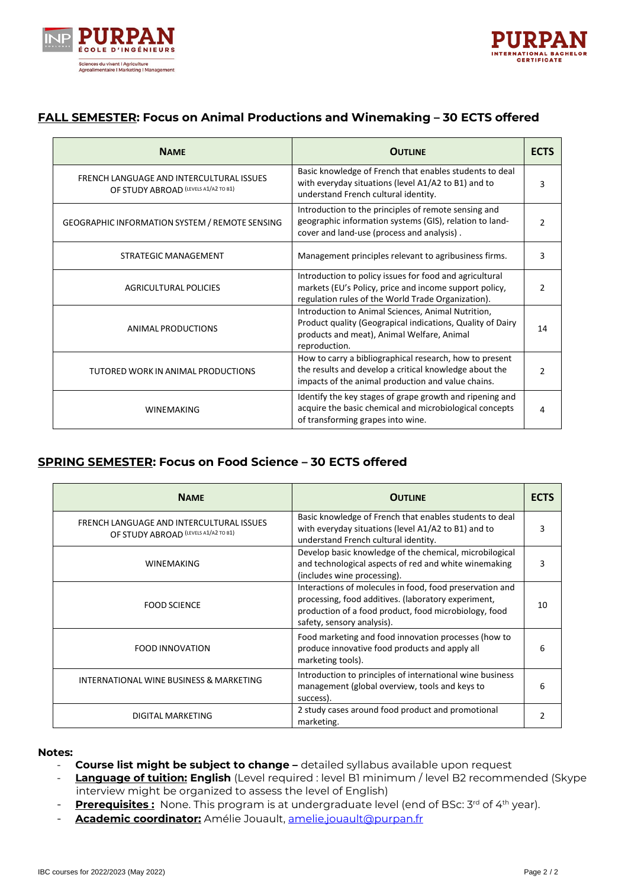## FALL SEMESTER: Focus on Animal Productions and Winemaking – 30 ECTS offered

| NAME | OUTLINE | ECTS |
|---|---|---|
| FRENCH LANGUAGE AND INTERCULTURAL ISSUES OF STUDY ABROAD (LEVELS A1/A2 TO B1) | Basic knowledge of French that enables students to deal with everyday situations (level A1/A2 to B1) and to understand French cultural identity. | 3 |
| GEOGRAPHIC INFORMATION SYSTEM / REMOTE SENSING | Introduction to the principles of remote sensing and geographic information systems (GIS), relation to land-cover and land-use (process and analysis) . | 2 |
| STRATEGIC MANAGEMENT | Management principles relevant to agribusiness firms. | 3 |
| AGRICULTURAL POLICIES | Introduction to policy issues for food and agricultural markets (EU's Policy, price and income support policy, regulation rules of the World Trade Organization). | 2 |
| ANIMAL PRODUCTIONS | Introduction to Animal Sciences, Animal Nutrition, Product quality (Geograpical indications, Quality of Dairy products and meat), Animal Welfare, Animal reproduction. | 14 |
| TUTORED WORK IN ANIMAL PRODUCTIONS | How to carry a bibliographical research, how to present the results and develop a critical knowledge about the impacts of the animal production and value chains. | 2 |
| WINEMAKING | Identify the key stages of grape growth and ripening and acquire the basic chemical and microbiological concepts of transforming grapes into wine. | 4 |

## SPRING SEMESTER: Focus on Food Science – 30 ECTS offered

| NAME | OUTLINE | ECTS |
|---|---|---|
| FRENCH LANGUAGE AND INTERCULTURAL ISSUES OF STUDY ABROAD (LEVELS A1/A2 TO B1) | Basic knowledge of French that enables students to deal with everyday situations (level A1/A2 to B1) and to understand French cultural identity. | 3 |
| WINEMAKING | Develop basic knowledge of the chemical, microbiological and technological aspects of red and white winemaking (includes wine processing). | 3 |
| FOOD SCIENCE | Interactions of molecules in food, food preservation and processing, food additives. (laboratory experiment, production of a food product, food microbiology, food safety, sensory analysis). | 10 |
| FOOD INNOVATION | Food marketing and food innovation processes (how to produce innovative food products and apply all marketing tools). | 6 |
| INTERNATIONAL WINE BUSINESS & MARKETING | Introduction to principles of international wine business management (global overview, tools and keys to success). | 6 |
| DIGITAL MARKETING | 2 study cases around food product and promotional marketing. | 2 |

**Notes:**

- **Course list might be subject to change –** detailed syllabus available upon request
- **Language of tuition: English** (Level required : level B1 minimum / level B2 recommended (Skype interview might be organized to assess the level of English)
- **Prerequisites :** None. This program is at undergraduate level (end of BSc: 3rd of 4th year).
- **Academic coordinator:** Amélie Jouault, amelie.jouault@purpan.fr